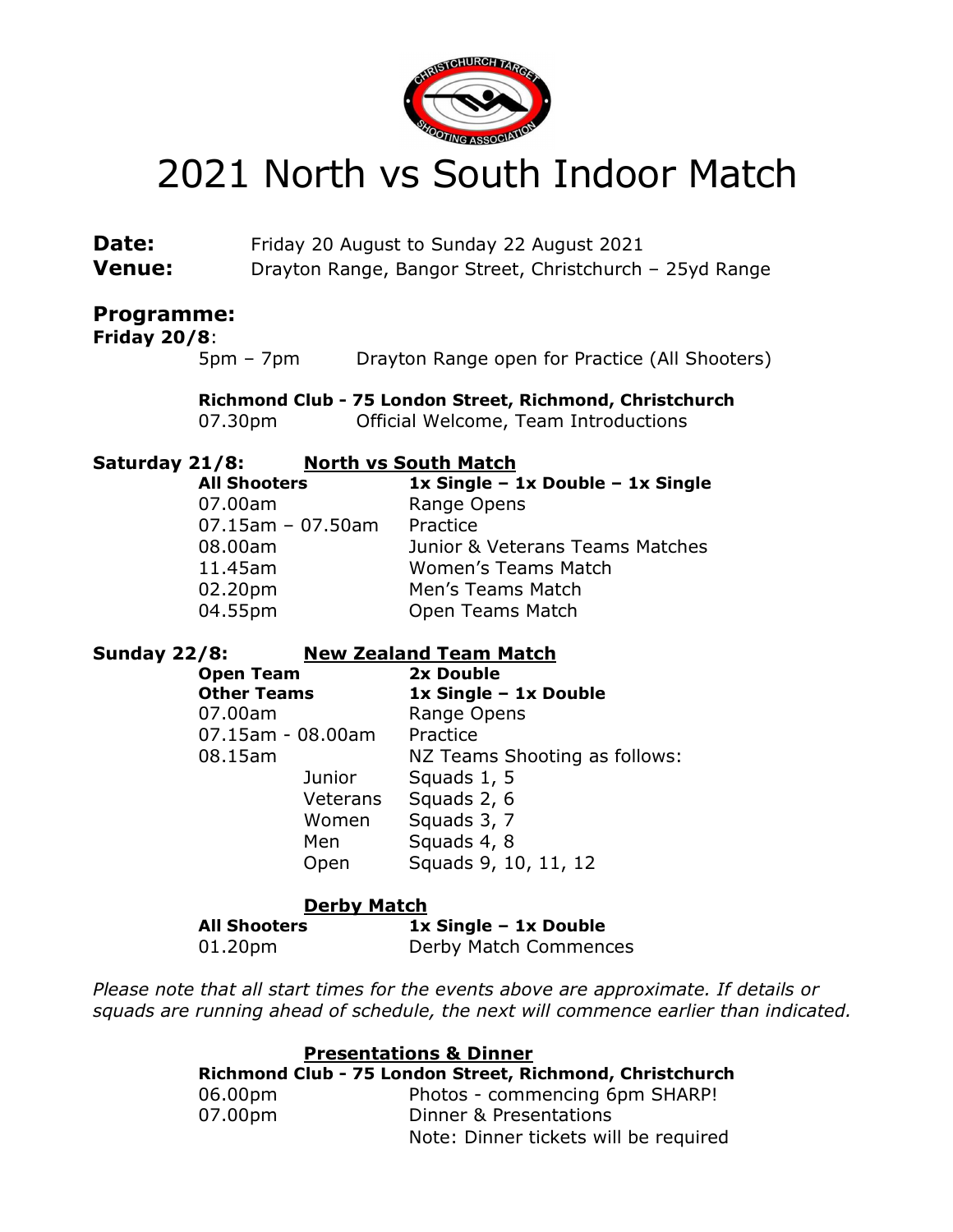# 2021 North vs South Indoor Match

**Date:** Friday 20 August to Sunday 22 August 2021
**Venue:** Drayton Range, Bangor Street, Christchurch – 25yd Range

## Programme:

**Friday 20/8**:

5pm – 7pm Drayton Range open for Practice (All Shooters)

**Richmond Club - 75 London Street, Richmond, Christchurch**
07.30pm Official Welcome, Team Introductions

**Saturday 21/8:** **North vs South Match**

| **All Shooters** | **1x Single – 1x Double – 1x Single** |
|---|---|
| 07.00am | Range Opens |
| 07.15am – 07.50am | Practice |
| 08.00am | Junior & Veterans Teams Matches |
| 11.45am | Women's Teams Match |
| 02.20pm | Men's Teams Match |
| 04.55pm | Open Teams Match |

**Sunday 22/8:** **New Zealand Team Match**

| **Open Team** | | **2x Double** |
|---|---|---|
| **Other Teams** | | **1x Single – 1x Double** |
| 07.00am | | Range Opens |
| 07.15am - 08.00am | | Practice |
| 08.15am | | NZ Teams Shooting as follows: |
| | Junior | Squads 1, 5 |
| | Veterans | Squads 2, 6 |
| | Women | Squads 3, 7 |
| | Men | Squads 4, 8 |
| | Open | Squads 9, 10, 11, 12 |

**Derby Match**

| **All Shooters** | **1x Single – 1x Double** |
|---|---|
| 01.20pm | Derby Match Commences |

*Please note that all start times for the events above are approximate. If details or squads are running ahead of schedule, the next will commence earlier than indicated.*

**Presentations & Dinner**

**Richmond Club - 75 London Street, Richmond, Christchurch**

| | |
|---|---|
| 06.00pm | Photos - commencing 6pm SHARP! |
| 07.00pm | Dinner & Presentations |
| | Note: Dinner tickets will be required |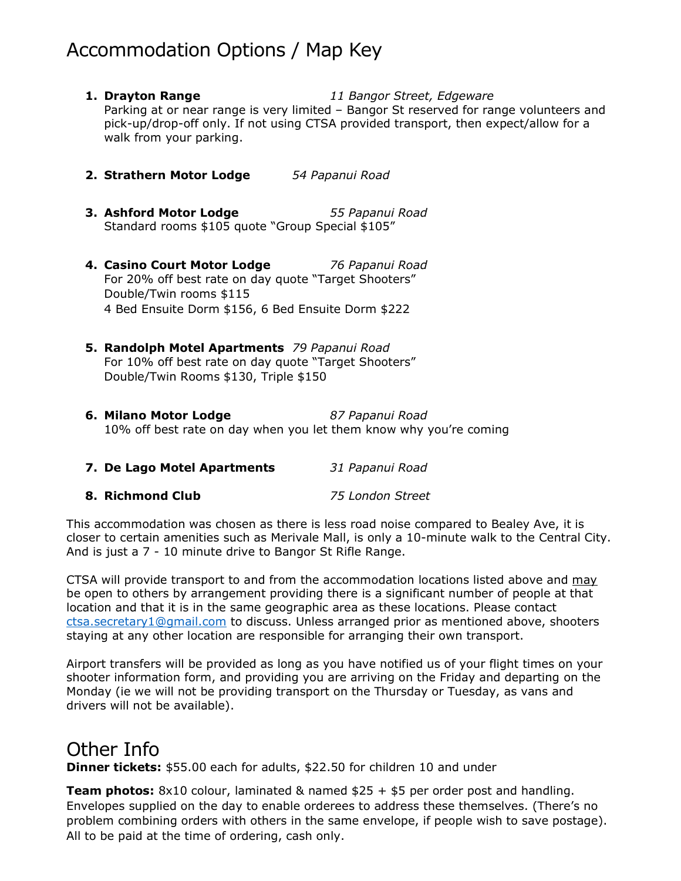# Accommodation Options / Map Key

1. **Drayton Range** *11 Bangor Street, Edgeware*
   Parking at or near range is very limited – Bangor St reserved for range volunteers and pick-up/drop-off only. If not using CTSA provided transport, then expect/allow for a walk from your parking.

2. **Strathern Motor Lodge** *54 Papanui Road*

3. **Ashford Motor Lodge** *55 Papanui Road*
   Standard rooms $105 quote "Group Special $105"

4. **Casino Court Motor Lodge** *76 Papanui Road*
   For 20% off best rate on day quote "Target Shooters"
   Double/Twin rooms $115
   4 Bed Ensuite Dorm $156, 6 Bed Ensuite Dorm $222

5. **Randolph Motel Apartments** *79 Papanui Road*
   For 10% off best rate on day quote "Target Shooters"
   Double/Twin Rooms $130, Triple $150

6. **Milano Motor Lodge** *87 Papanui Road*
   10% off best rate on day when you let them know why you're coming

7. **De Lago Motel Apartments** *31 Papanui Road*

8. **Richmond Club** *75 London Street*

This accommodation was chosen as there is less road noise compared to Bealey Ave, it is closer to certain amenities such as Merivale Mall, is only a 10-minute walk to the Central City. And is just a 7 - 10 minute drive to Bangor St Rifle Range.

CTSA will provide transport to and from the accommodation locations listed above and may be open to others by arrangement providing there is a significant number of people at that location and that it is in the same geographic area as these locations. Please contact ctsa.secretary1@gmail.com to discuss. Unless arranged prior as mentioned above, shooters staying at any other location are responsible for arranging their own transport.

Airport transfers will be provided as long as you have notified us of your flight times on your shooter information form, and providing you are arriving on the Friday and departing on the Monday (ie we will not be providing transport on the Thursday or Tuesday, as vans and drivers will not be available).

# Other Info

**Dinner tickets:** $55.00 each for adults, $22.50 for children 10 and under

**Team photos:** 8x10 colour, laminated & named $25 + $5 per order post and handling. Envelopes supplied on the day to enable orderees to address these themselves. (There's no problem combining orders with others in the same envelope, if people wish to save postage). All to be paid at the time of ordering, cash only.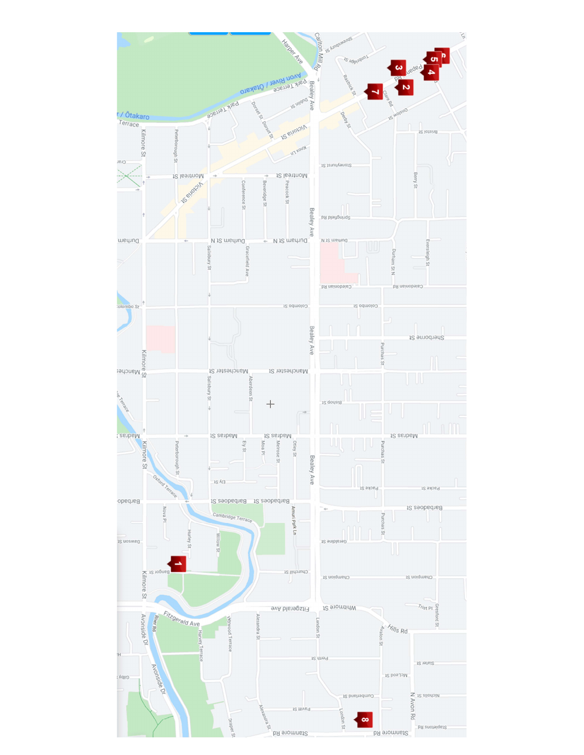Avon River / Ōtakaro

Park Terrace

Harper Ave

Carlton Mill Rd

Bealey Ave

Kilmore St

Peterborough St

Salisbury St

Victoria St

Montreal St

Durham St N

Colombo St

Manchester St

Madras St

Barbadoes St

Cambridge Terrace

Oxford Terrace

Fitzgerald Ave

Whitmore St

Hills Rd

Stanmore Rd

Avonside Dr

River Rd

Dorset St

Dublin St

Knox Ln

Conference St

Beveridge St

Peacock St

Gracefield Ave

Aberdeen St

Ely St

Moa Pl

Melrose St

Ottley St

Nova Pl

Hurley St

Willow St

Bangor St

Churchill St

Amuri Park Ln

Salisbury St

Sherborne St

Purchas St

Bishop St

Packe St

Geraldine St

Champion St

Caledonian Rd

Springfield Rd

Stonyhurst St

Bristol St

Berry St

Eversleigh St

Durham St N

Derby St

Rastrick St

Tonbridge St

Shrewsbury St

Clare Rd

Onslow St

Papanui Rd

Dawson St

Harvey Terrace

Heywood Terrace

Alexandra St

London St

Perth St

Avalon St

Cumberland St

Pavitt St

McLeod St

Slater St

Nicholls St

Trist Pl

Gresford St

N Avon Rd

Stapletons Rd

Draper St

1

2

3

4

5

6

7

8